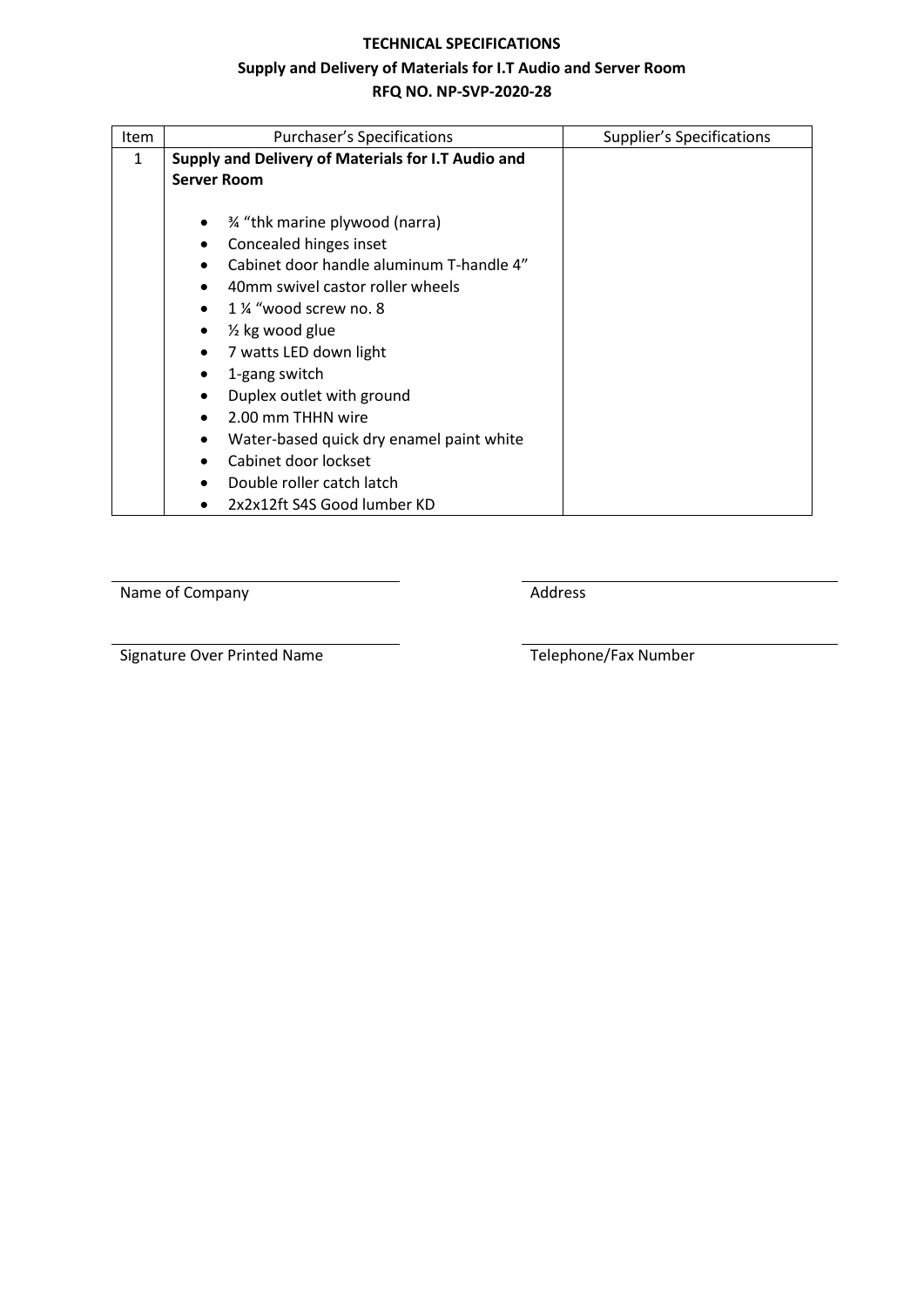**TECHNICAL SPECIFICATIONS**

**Supply and Delivery of Materials for I.T Audio and Server Room**

**RFQ NO. NP-SVP-2020-28**

| Item | Purchaser's Specifications | Supplier's Specifications |
|---|---|---|
| 1 | **Supply and Delivery of Materials for I.T Audio and Server Room**<br><br>• ¾ "thk marine plywood (narra)<br>• Concealed hinges inset<br>• Cabinet door handle aluminum T-handle 4"<br>• 40mm swivel castor roller wheels<br>• 1 ¼ "wood screw no. 8<br>• ½ kg wood glue<br>• 7 watts LED down light<br>• 1-gang switch<br>• Duplex outlet with ground<br>• 2.00 mm THHN wire<br>• Water-based quick dry enamel paint white<br>• Cabinet door lockset<br>• Double roller catch latch<br>• 2x2x12ft S4S Good lumber KD | |

Name of Company

Address

Signature Over Printed Name

Telephone/Fax Number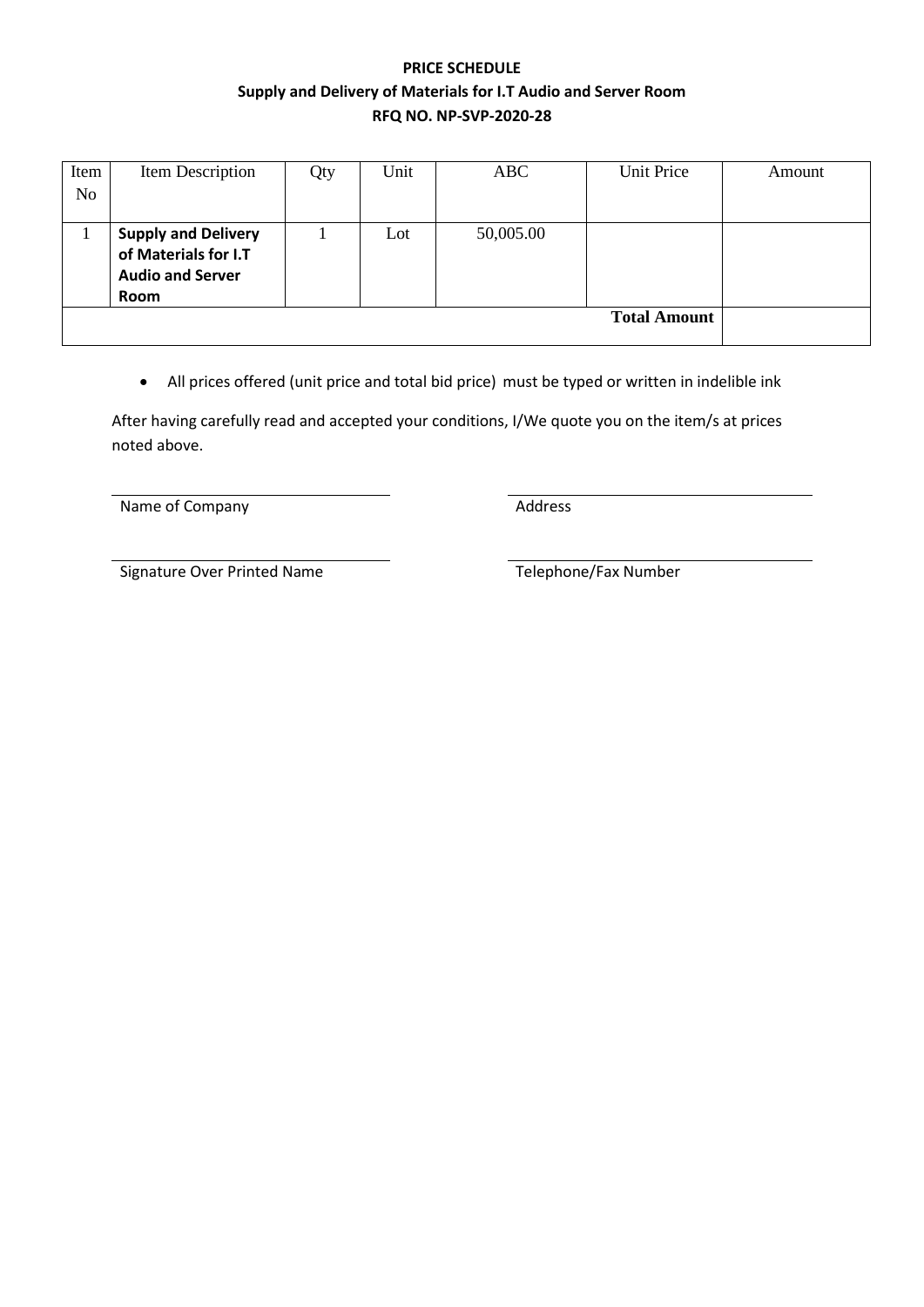**PRICE SCHEDULE**

**Supply and Delivery of Materials for I.T Audio and Server Room**

**RFQ NO. NP-SVP-2020-28**

| Item No | Item Description | Qty | Unit | ABC | Unit Price | Amount |
|---|---|---|---|---|---|---|
| 1 | **Supply and Delivery of Materials for I.T Audio and Server Room** | 1 | Lot | 50,005.00 | | |
| | | | | | **Total Amount** | |

- All prices offered (unit price and total bid price) must be typed or written in indelible ink

After having carefully read and accepted your conditions, I/We quote you on the item/s at prices noted above.

______________________________ Name of Company

______________________________ Address

______________________________ Signature Over Printed Name

______________________________ Telephone/Fax Number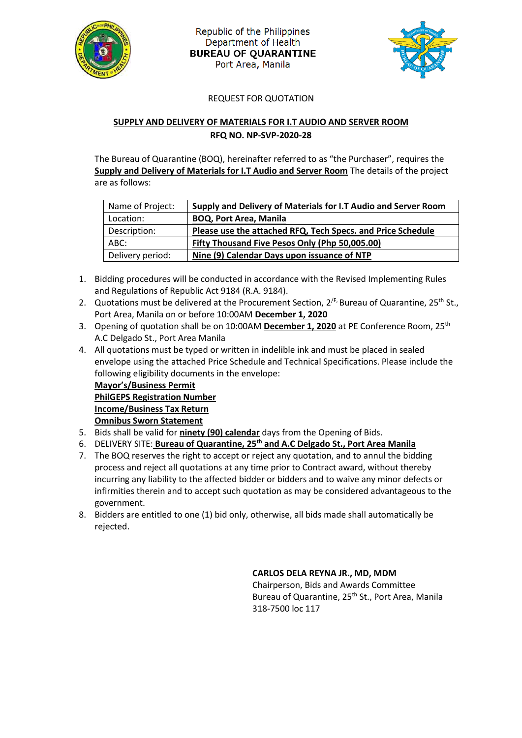Republic of the Philippines
Department of Health
**BUREAU OF QUARANTINE**
Port Area, Manila

REQUEST FOR QUOTATION

**SUPPLY AND DELIVERY OF MATERIALS FOR I.T AUDIO AND SERVER ROOM**
**RFQ NO. NP-SVP-2020-28**

The Bureau of Quarantine (BOQ), hereinafter referred to as "the Purchaser", requires the **Supply and Delivery of Materials for I.T Audio and Server Room** The details of the project are as follows:

| Name of Project: | **Supply and Delivery of Materials for I.T Audio and Server Room** |
|---|---|
| Location: | **BOQ, Port Area, Manila** |
| Description: | **Please use the attached RFQ, Tech Specs. and Price Schedule** |
| ABC: | **Fifty Thousand Five Pesos Only (Php 50,005.00)** |
| Delivery period: | **Nine (9) Calendar Days upon issuance of NTP** |

1. Bidding procedures will be conducted in accordance with the Revised Implementing Rules and Regulations of Republic Act 9184 (R.A. 9184).
2. Quotations must be delivered at the Procurement Section, 2/F, Bureau of Quarantine, 25th St., Port Area, Manila on or before 10:00AM **December 1, 2020**
3. Opening of quotation shall be on 10:00AM **December 1, 2020** at PE Conference Room, 25th A.C Delgado St., Port Area Manila
4. All quotations must be typed or written in indelible ink and must be placed in sealed envelope using the attached Price Schedule and Technical Specifications. Please include the following eligibility documents in the envelope:
   **Mayor's/Business Permit**
   **PhilGEPS Registration Number**
   **Income/Business Tax Return**
   **Omnibus Sworn Statement**
5. Bids shall be valid for **ninety (90) calendar** days from the Opening of Bids.
6. DELIVERY SITE: **Bureau of Quarantine, 25th and A.C Delgado St., Port Area Manila**
7. The BOQ reserves the right to accept or reject any quotation, and to annul the bidding process and reject all quotations at any time prior to Contract award, without thereby incurring any liability to the affected bidder or bidders and to waive any minor defects or infirmities therein and to accept such quotation as may be considered advantageous to the government.
8. Bidders are entitled to one (1) bid only, otherwise, all bids made shall automatically be rejected.

**CARLOS DELA REYNA JR., MD, MDM**
Chairperson, Bids and Awards Committee
Bureau of Quarantine, 25th St., Port Area, Manila
318-7500 loc 117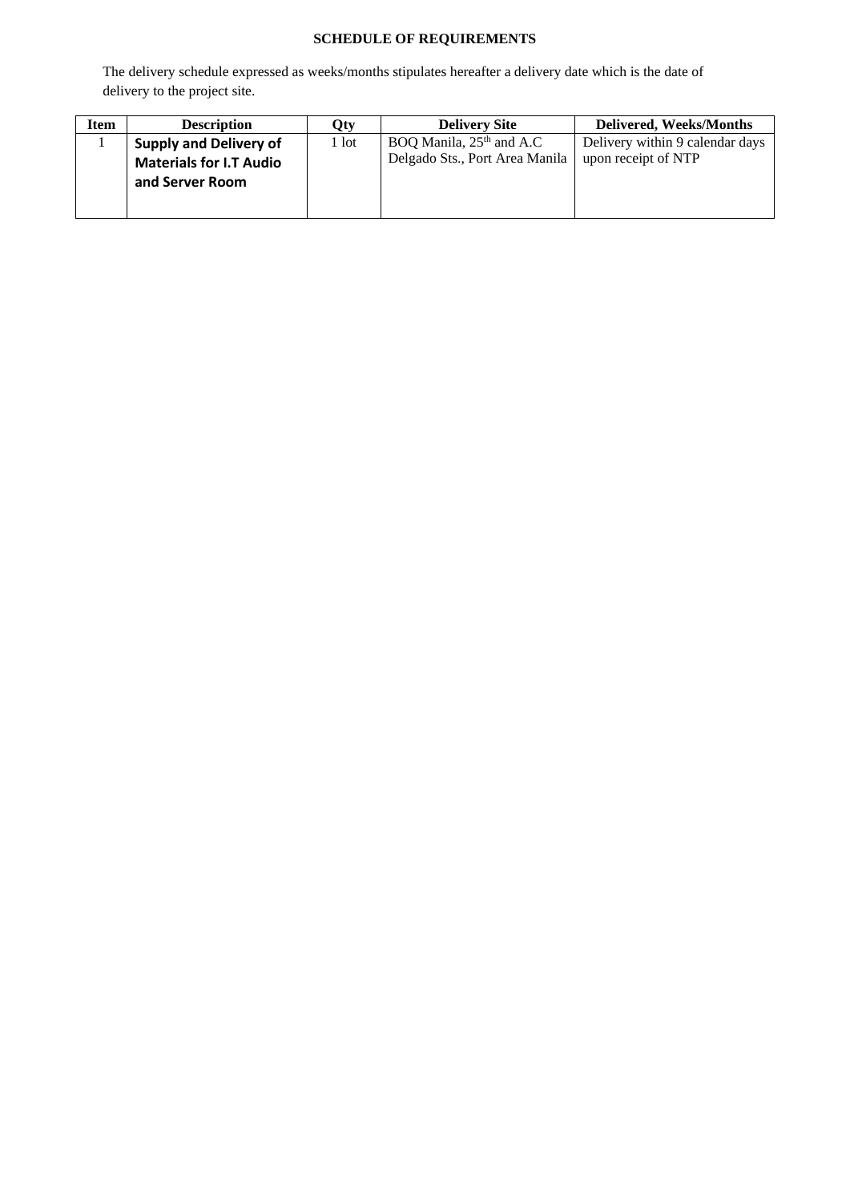# SCHEDULE OF REQUIREMENTS

The delivery schedule expressed as weeks/months stipulates hereafter a delivery date which is the date of delivery to the project site.

| Item | Description | Qty | Delivery Site | Delivered, Weeks/Months |
|---|---|---|---|---|
| 1 | **Supply and Delivery of Materials for I.T Audio and Server Room** | 1 lot | BOQ Manila, 25th and A.C Delgado Sts., Port Area Manila | Delivery within 9 calendar days upon receipt of NTP |